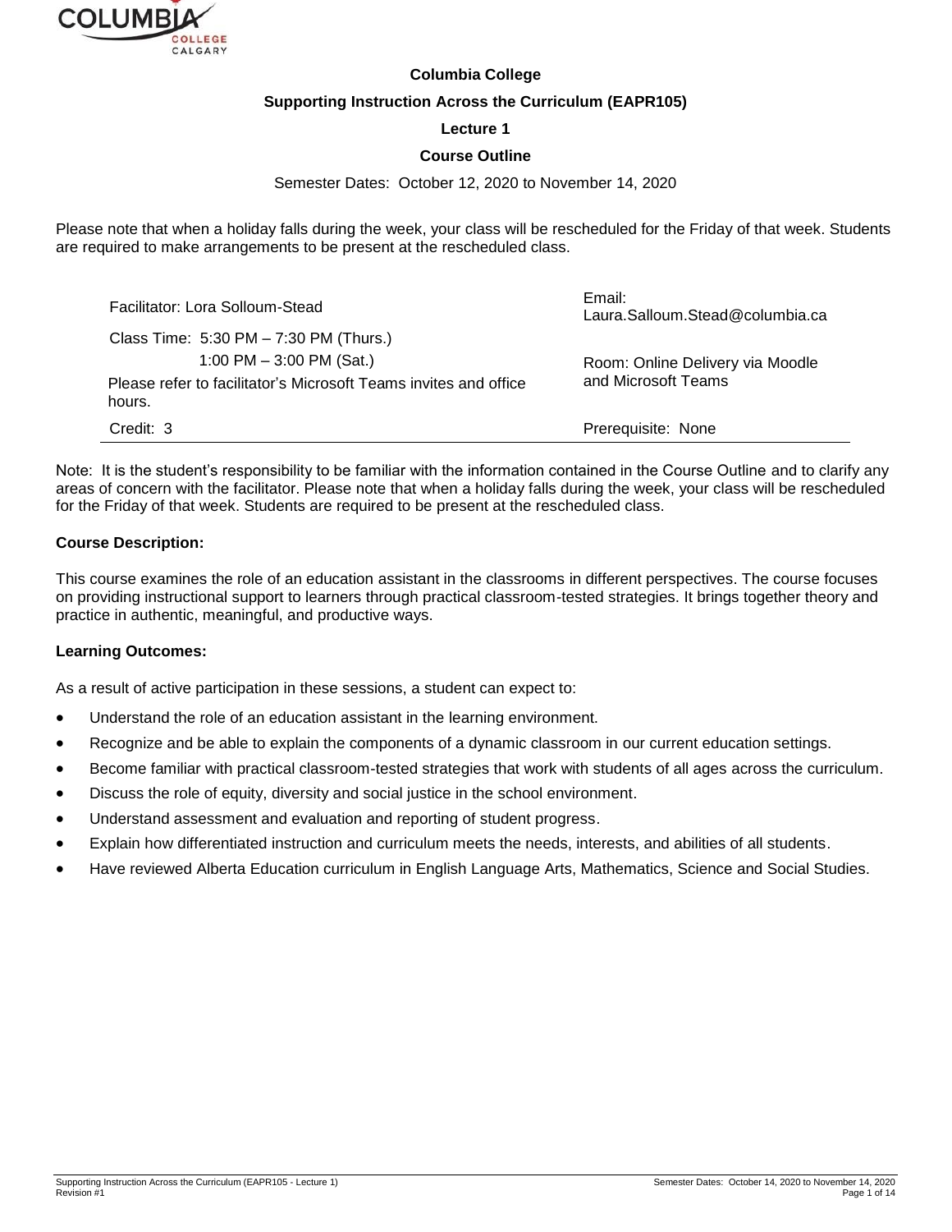**Columbia College**

**Supporting Instruction Across the Curriculum (EAPR105)**

**Lecture 1**

**Course Outline**

Semester Dates: October 12, 2020 to November 14, 2020

Please note that when a holiday falls during the week, your class will be rescheduled for the Friday of that week. Students are required to make arrangements to be present at the rescheduled class.

| | |
|---|---|
| Facilitator: Lora Solloum-Stead | Email: Laura.Salloum.Stead@columbia.ca |
| Class Time: 5:30 PM – 7:30 PM (Thurs.)<br>1:00 PM – 3:00 PM (Sat.)<br>Please refer to facilitator's Microsoft Teams invites and office hours. | Room: Online Delivery via Moodle and Microsoft Teams |
| Credit: 3 | Prerequisite: None |

Note: It is the student's responsibility to be familiar with the information contained in the Course Outline and to clarify any areas of concern with the facilitator. Please note that when a holiday falls during the week, your class will be rescheduled for the Friday of that week. Students are required to be present at the rescheduled class.

**Course Description:**

This course examines the role of an education assistant in the classrooms in different perspectives. The course focuses on providing instructional support to learners through practical classroom-tested strategies. It brings together theory and practice in authentic, meaningful, and productive ways.

**Learning Outcomes:**

As a result of active participation in these sessions, a student can expect to:

- Understand the role of an education assistant in the learning environment.
- Recognize and be able to explain the components of a dynamic classroom in our current education settings.
- Become familiar with practical classroom-tested strategies that work with students of all ages across the curriculum.
- Discuss the role of equity, diversity and social justice in the school environment.
- Understand assessment and evaluation and reporting of student progress.
- Explain how differentiated instruction and curriculum meets the needs, interests, and abilities of all students.
- Have reviewed Alberta Education curriculum in English Language Arts, Mathematics, Science and Social Studies.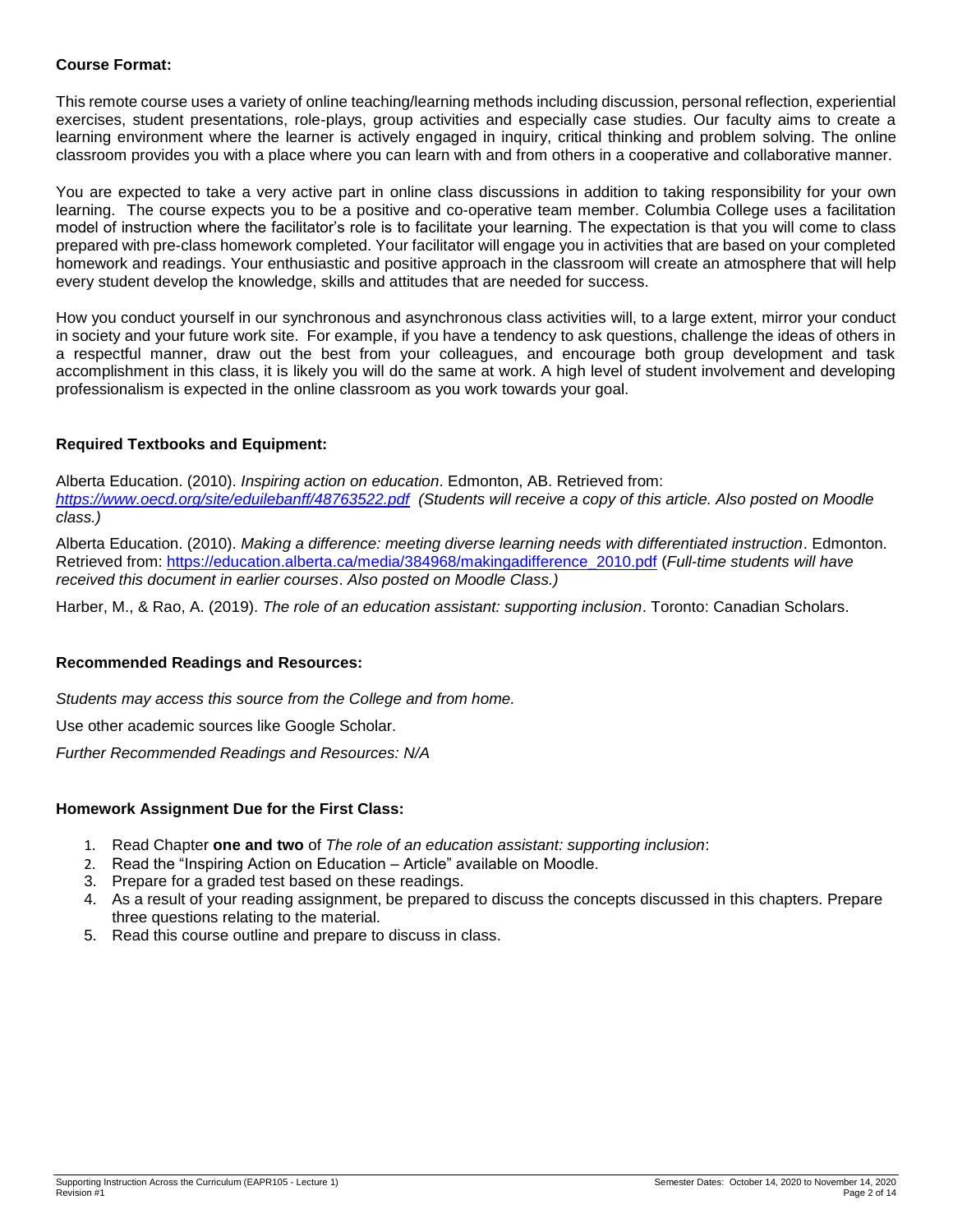**Course Format:**

This remote course uses a variety of online teaching/learning methods including discussion, personal reflection, experiential exercises, student presentations, role-plays, group activities and especially case studies. Our faculty aims to create a learning environment where the learner is actively engaged in inquiry, critical thinking and problem solving. The online classroom provides you with a place where you can learn with and from others in a cooperative and collaborative manner.

You are expected to take a very active part in online class discussions in addition to taking responsibility for your own learning. The course expects you to be a positive and co-operative team member. Columbia College uses a facilitation model of instruction where the facilitator's role is to facilitate your learning. The expectation is that you will come to class prepared with pre-class homework completed. Your facilitator will engage you in activities that are based on your completed homework and readings. Your enthusiastic and positive approach in the classroom will create an atmosphere that will help every student develop the knowledge, skills and attitudes that are needed for success.

How you conduct yourself in our synchronous and asynchronous class activities will, to a large extent, mirror your conduct in society and your future work site. For example, if you have a tendency to ask questions, challenge the ideas of others in a respectful manner, draw out the best from your colleagues, and encourage both group development and task accomplishment in this class, it is likely you will do the same at work. A high level of student involvement and developing professionalism is expected in the online classroom as you work towards your goal.

**Required Textbooks and Equipment:**

Alberta Education. (2010). *Inspiring action on education*. Edmonton, AB. Retrieved from: *https://www.oecd.org/site/eduilebanff/48763522.pdf* *(Students will receive a copy of this article. Also posted on Moodle class.)*

Alberta Education. (2010). *Making a difference: meeting diverse learning needs with differentiated instruction*. Edmonton. Retrieved from: https://education.alberta.ca/media/384968/makingadifference_2010.pdf (*Full-time students will have received this document in earlier courses*. *Also posted on Moodle Class.)*

Harber, M., & Rao, A. (2019). *The role of an education assistant: supporting inclusion*. Toronto: Canadian Scholars.

**Recommended Readings and Resources:**

*Students may access this source from the College and from home.*

Use other academic sources like Google Scholar.

*Further Recommended Readings and Resources: N/A*

**Homework Assignment Due for the First Class:**

1. Read Chapter **one and two** of *The role of an education assistant: supporting inclusion*:
2. Read the "Inspiring Action on Education – Article" available on Moodle.
3. Prepare for a graded test based on these readings.
4. As a result of your reading assignment, be prepared to discuss the concepts discussed in this chapters. Prepare three questions relating to the material.
5. Read this course outline and prepare to discuss in class.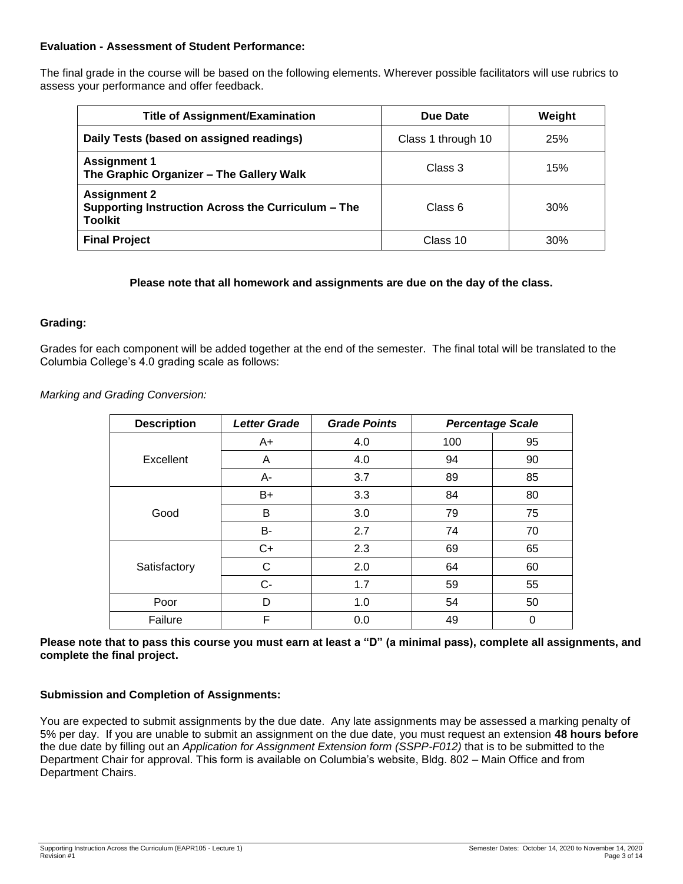**Evaluation - Assessment of Student Performance:**

The final grade in the course will be based on the following elements. Wherever possible facilitators will use rubrics to assess your performance and offer feedback.

| Title of Assignment/Examination | Due Date | Weight |
|---|---|---|
| **Daily Tests (based on assigned readings)** | Class 1 through 10 | 25% |
| **Assignment 1**<br>**The Graphic Organizer – The Gallery Walk** | Class 3 | 15% |
| **Assignment 2**<br>**Supporting Instruction Across the Curriculum – The Toolkit** | Class 6 | 30% |
| **Final Project** | Class 10 | 30% |

**Please note that all homework and assignments are due on the day of the class.**

**Grading:**

Grades for each component will be added together at the end of the semester. The final total will be translated to the Columbia College's 4.0 grading scale as follows:

*Marking and Grading Conversion:*

| Description | *Letter Grade* | *Grade Points* | *Percentage Scale* | |
|---|---|---|---|---|
| Excellent | A+ | 4.0 | 100 | 95 |
| | A | 4.0 | 94 | 90 |
| | A- | 3.7 | 89 | 85 |
| Good | B+ | 3.3 | 84 | 80 |
| | B | 3.0 | 79 | 75 |
| | B- | 2.7 | 74 | 70 |
| Satisfactory | C+ | 2.3 | 69 | 65 |
| | C | 2.0 | 64 | 60 |
| | C- | 1.7 | 59 | 55 |
| Poor | D | 1.0 | 54 | 50 |
| Failure | F | 0.0 | 49 | 0 |

**Please note that to pass this course you must earn at least a "D" (a minimal pass), complete all assignments, and complete the final project.**

**Submission and Completion of Assignments:**

You are expected to submit assignments by the due date. Any late assignments may be assessed a marking penalty of 5% per day. If you are unable to submit an assignment on the due date, you must request an extension **48 hours before** the due date by filling out an *Application for Assignment Extension form (SSPP-F012)* that is to be submitted to the Department Chair for approval. This form is available on Columbia's website, Bldg. 802 – Main Office and from Department Chairs.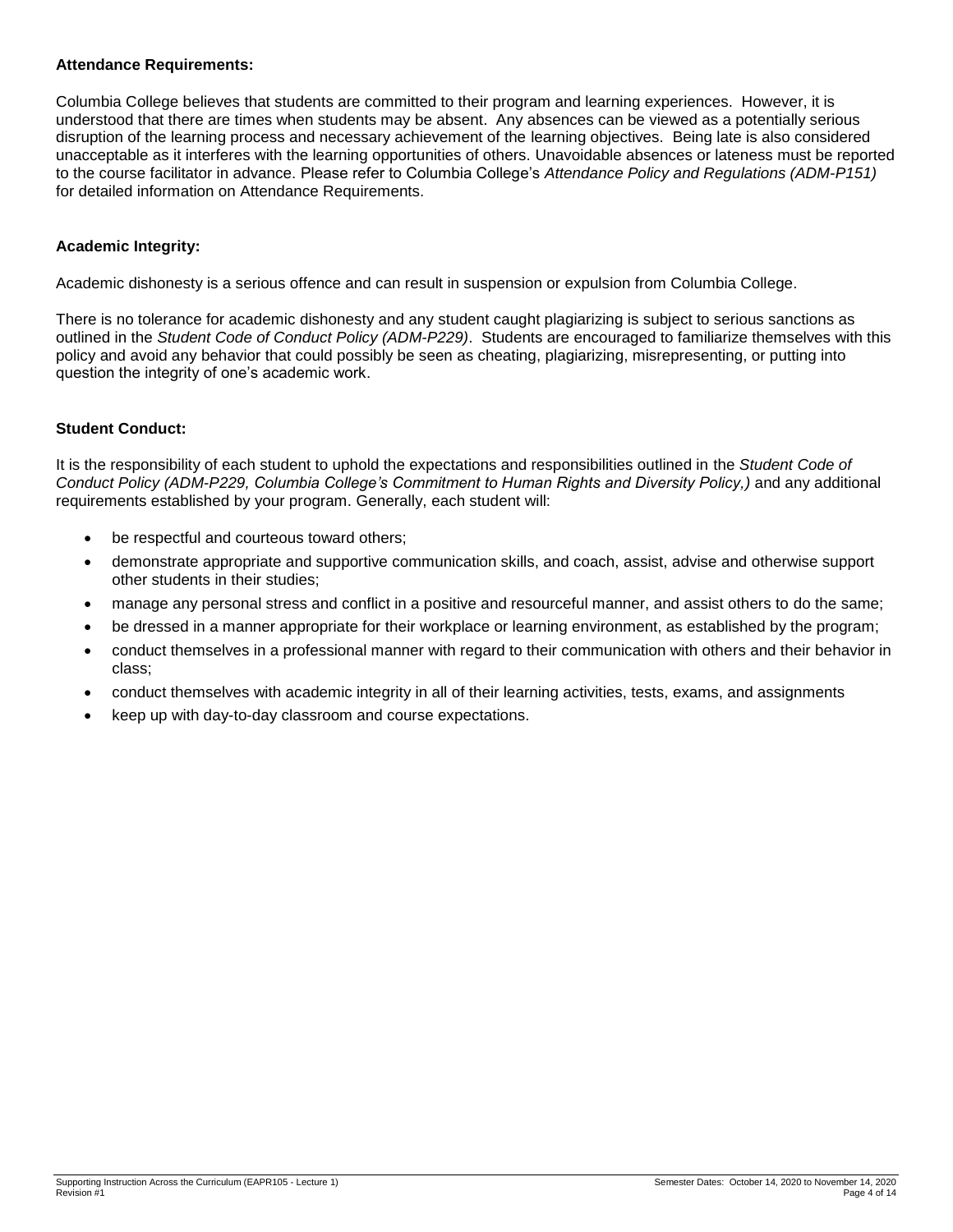**Attendance Requirements:**

Columbia College believes that students are committed to their program and learning experiences. However, it is understood that there are times when students may be absent. Any absences can be viewed as a potentially serious disruption of the learning process and necessary achievement of the learning objectives. Being late is also considered unacceptable as it interferes with the learning opportunities of others. Unavoidable absences or lateness must be reported to the course facilitator in advance. Please refer to Columbia College's *Attendance Policy and Regulations (ADM-P151)* for detailed information on Attendance Requirements.

**Academic Integrity:**

Academic dishonesty is a serious offence and can result in suspension or expulsion from Columbia College.

There is no tolerance for academic dishonesty and any student caught plagiarizing is subject to serious sanctions as outlined in the *Student Code of Conduct Policy (ADM-P229)*. Students are encouraged to familiarize themselves with this policy and avoid any behavior that could possibly be seen as cheating, plagiarizing, misrepresenting, or putting into question the integrity of one's academic work.

**Student Conduct:**

It is the responsibility of each student to uphold the expectations and responsibilities outlined in the *Student Code of Conduct Policy (ADM-P229, Columbia College's Commitment to Human Rights and Diversity Policy,)* and any additional requirements established by your program. Generally, each student will:

- be respectful and courteous toward others;
- demonstrate appropriate and supportive communication skills, and coach, assist, advise and otherwise support other students in their studies;
- manage any personal stress and conflict in a positive and resourceful manner, and assist others to do the same;
- be dressed in a manner appropriate for their workplace or learning environment, as established by the program;
- conduct themselves in a professional manner with regard to their communication with others and their behavior in class;
- conduct themselves with academic integrity in all of their learning activities, tests, exams, and assignments
- keep up with day-to-day classroom and course expectations.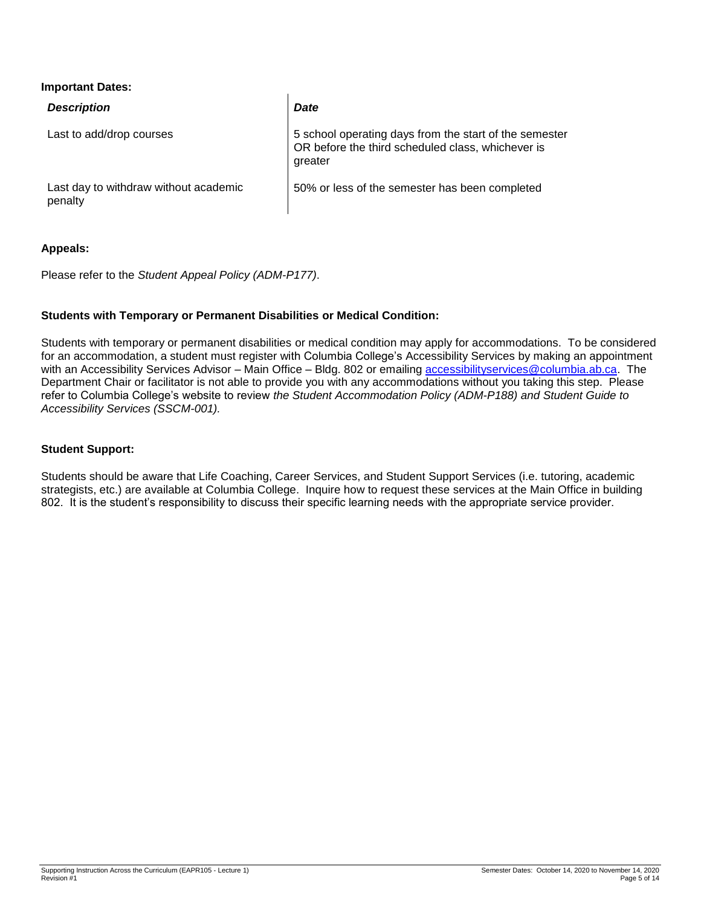**Important Dates:**

| *Description* | *Date* |
|---|---|
| Last to add/drop courses | 5 school operating days from the start of the semester OR before the third scheduled class, whichever is greater |
| Last day to withdraw without academic penalty | 50% or less of the semester has been completed |

**Appeals:**

Please refer to the *Student Appeal Policy (ADM-P177)*.

**Students with Temporary or Permanent Disabilities or Medical Condition:**

Students with temporary or permanent disabilities or medical condition may apply for accommodations. To be considered for an accommodation, a student must register with Columbia College's Accessibility Services by making an appointment with an Accessibility Services Advisor – Main Office – Bldg. 802 or emailing accessibilityservices@columbia.ab.ca. The Department Chair or facilitator is not able to provide you with any accommodations without you taking this step. Please refer to Columbia College's website to review *the Student Accommodation Policy (ADM-P188) and Student Guide to Accessibility Services (SSCM-001).*

**Student Support:**

Students should be aware that Life Coaching, Career Services, and Student Support Services (i.e. tutoring, academic strategists, etc.) are available at Columbia College. Inquire how to request these services at the Main Office in building 802. It is the student's responsibility to discuss their specific learning needs with the appropriate service provider.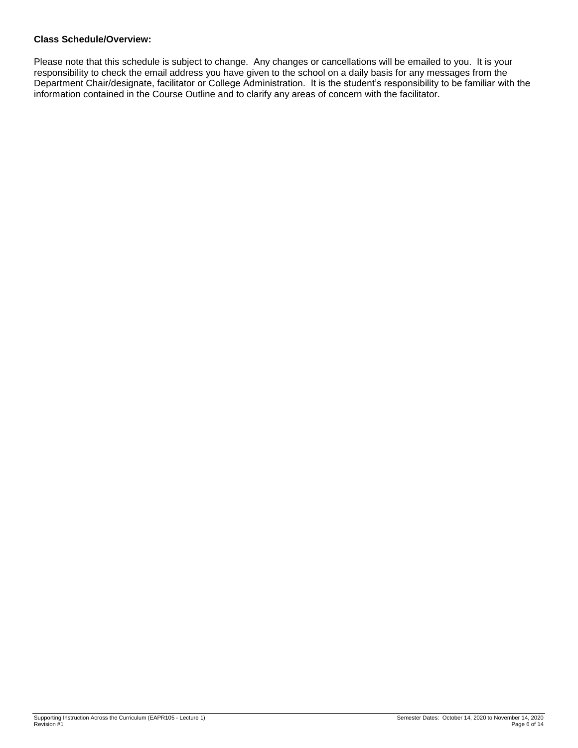**Class Schedule/Overview:**

Please note that this schedule is subject to change. Any changes or cancellations will be emailed to you. It is your responsibility to check the email address you have given to the school on a daily basis for any messages from the Department Chair/designate, facilitator or College Administration. It is the student's responsibility to be familiar with the information contained in the Course Outline and to clarify any areas of concern with the facilitator.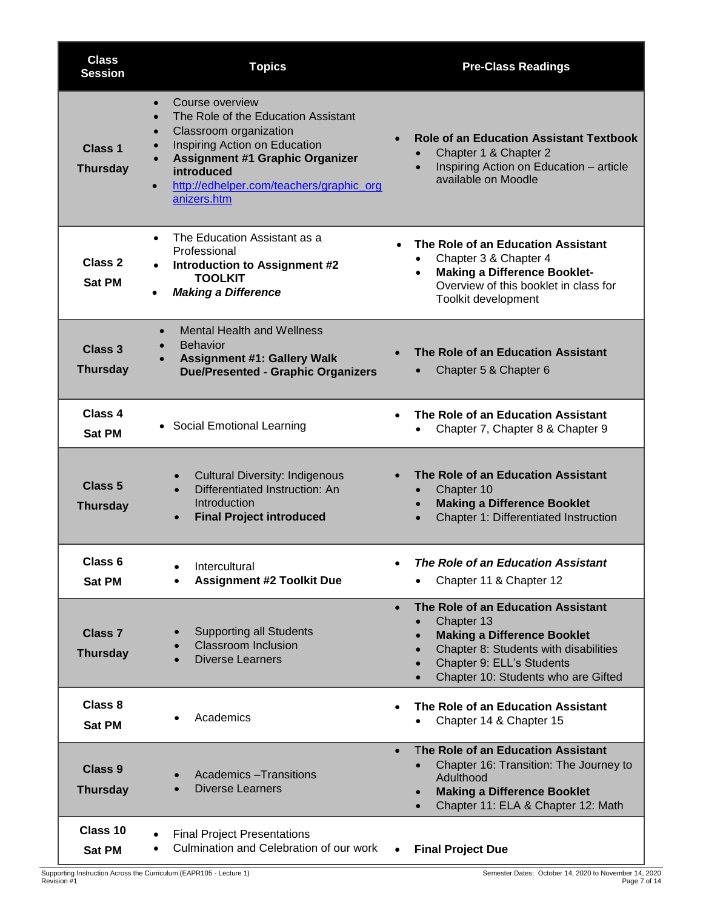| Class Session | Topics | Pre-Class Readings |
|---|---|---|
| **Class 1** **Thursday** | • Course overview<br>• The Role of the Education Assistant<br>• Classroom organization<br>• Inspiring Action on Education<br>• **Assignment #1 Graphic Organizer introduced**<br>• http://edhelper.com/teachers/graphic_organizers.htm | • **Role of an Education Assistant Textbook**<br>  • Chapter 1 & Chapter 2<br>  • Inspiring Action on Education – article available on Moodle |
| **Class 2** **Sat PM** | • The Education Assistant as a Professional<br>• **Introduction to Assignment #2 TOOLKIT**<br>• ***Making a Difference*** | • **The Role of an Education Assistant**<br>  • Chapter 3 & Chapter 4<br>  • **Making a Difference Booklet-** Overview of this booklet in class for Toolkit development |
| **Class 3** **Thursday** | • Mental Health and Wellness<br>• Behavior<br>• **Assignment #1: Gallery Walk Due/Presented - Graphic Organizers** | • **The Role of an Education Assistant**<br>  • Chapter 5 & Chapter 6 |
| **Class 4** **Sat PM** | • Social Emotional Learning | • **The Role of an Education Assistant**<br>  • Chapter 7, Chapter 8 & Chapter 9 |
| **Class 5** **Thursday** | • Cultural Diversity: Indigenous<br>• Differentiated Instruction: An Introduction<br>• **Final Project introduced** | • **The Role of an Education Assistant**<br>  • Chapter 10<br>  • **Making a Difference Booklet**<br>  • Chapter 1: Differentiated Instruction |
| **Class 6** **Sat PM** | • Intercultural<br>• **Assignment #2 Toolkit Due** | • ***The Role of an Education Assistant***<br>  • Chapter 11 & Chapter 12 |
| **Class 7** **Thursday** | • Supporting all Students<br>• Classroom Inclusion<br>• Diverse Learners | • **The Role of an Education Assistant**<br>  • Chapter 13<br>  • **Making a Difference Booklet**<br>  • Chapter 8: Students with disabilities<br>  • Chapter 9: ELL's Students<br>  • Chapter 10: Students who are Gifted |
| **Class 8** **Sat PM** | • Academics | • **The Role of an Education Assistant**<br>  • Chapter 14 & Chapter 15 |
| **Class 9** **Thursday** | • Academics –Transitions<br>• Diverse Learners | • **The Role of an Education Assistant**<br>  • Chapter 16: Transition: The Journey to Adulthood<br>  • **Making a Difference Booklet**<br>  • Chapter 11: ELA & Chapter 12: Math |
| **Class 10** **Sat PM** | • Final Project Presentations<br>• Culmination and Celebration of our work | • **Final Project Due** |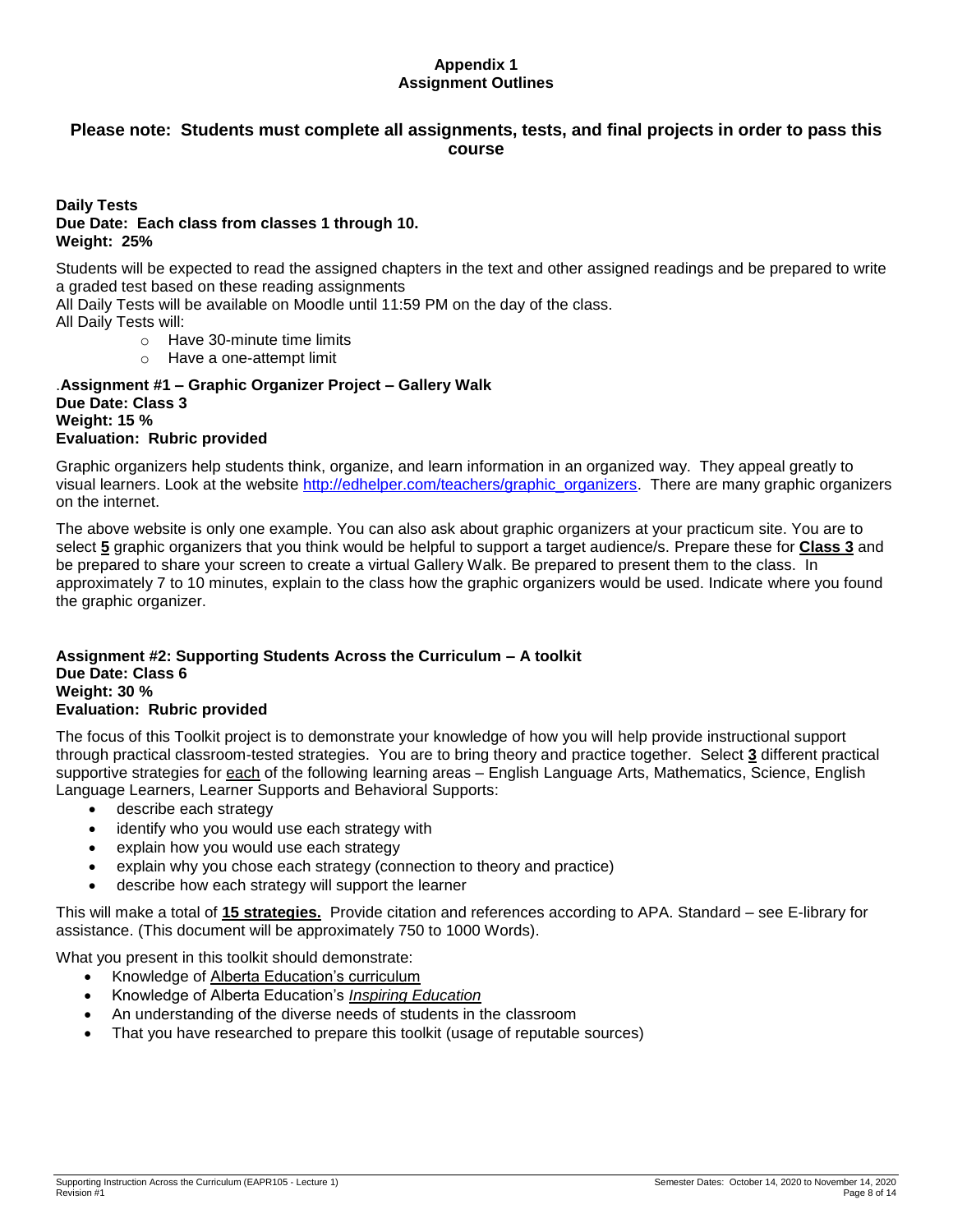# Appendix 1
## Assignment Outlines

## Please note: Students must complete all assignments, tests, and final projects in order to pass this course

**Daily Tests**
**Due Date: Each class from classes 1 through 10.**
**Weight: 25%**

Students will be expected to read the assigned chapters in the text and other assigned readings and be prepared to write a graded test based on these reading assignments

All Daily Tests will be available on Moodle until 11:59 PM on the day of the class.

All Daily Tests will:

- Have 30-minute time limits
- Have a one-attempt limit

.**Assignment #1 – Graphic Organizer Project – Gallery Walk**
**Due Date: Class 3**
**Weight: 15 %**
**Evaluation: Rubric provided**

Graphic organizers help students think, organize, and learn information in an organized way. They appeal greatly to visual learners. Look at the website http://edhelper.com/teachers/graphic_organizers. There are many graphic organizers on the internet.

The above website is only one example. You can also ask about graphic organizers at your practicum site. You are to select **5** graphic organizers that you think would be helpful to support a target audience/s. Prepare these for **Class 3** and be prepared to share your screen to create a virtual Gallery Walk. Be prepared to present them to the class. In approximately 7 to 10 minutes, explain to the class how the graphic organizers would be used. Indicate where you found the graphic organizer.

**Assignment #2: Supporting Students Across the Curriculum – A toolkit**
**Due Date: Class 6**
**Weight: 30 %**
**Evaluation: Rubric provided**

The focus of this Toolkit project is to demonstrate your knowledge of how you will help provide instructional support through practical classroom-tested strategies. You are to bring theory and practice together. Select **3** different practical supportive strategies for each of the following learning areas – English Language Arts, Mathematics, Science, English Language Learners, Learner Supports and Behavioral Supports:

- describe each strategy
- identify who you would use each strategy with
- explain how you would use each strategy
- explain why you chose each strategy (connection to theory and practice)
- describe how each strategy will support the learner

This will make a total of **15 strategies.** Provide citation and references according to APA. Standard – see E-library for assistance. (This document will be approximately 750 to 1000 Words).

What you present in this toolkit should demonstrate:

- Knowledge of Alberta Education's curriculum
- Knowledge of Alberta Education's *Inspiring Education*
- An understanding of the diverse needs of students in the classroom
- That you have researched to prepare this toolkit (usage of reputable sources)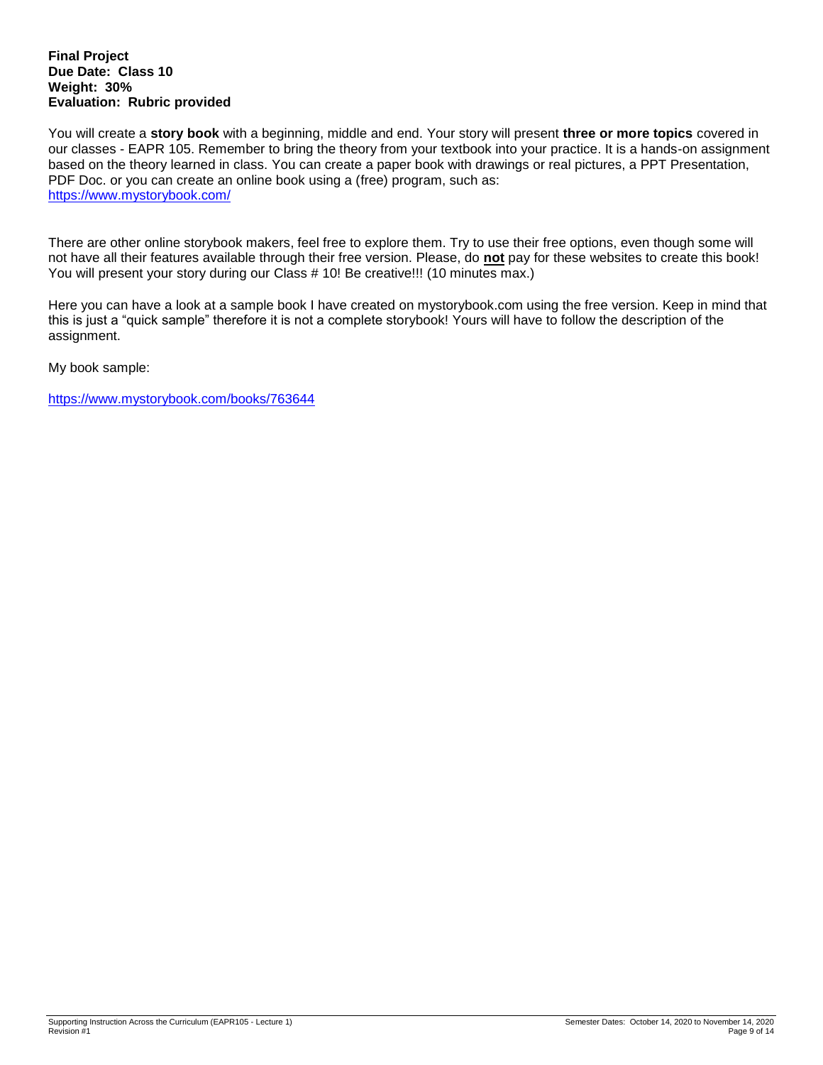**Final Project**
**Due Date: Class 10**
**Weight: 30%**
**Evaluation: Rubric provided**

You will create a **story book** with a beginning, middle and end. Your story will present **three or more topics** covered in our classes - EAPR 105. Remember to bring the theory from your textbook into your practice. It is a hands-on assignment based on the theory learned in class. You can create a paper book with drawings or real pictures, a PPT Presentation, PDF Doc. or you can create an online book using a (free) program, such as:
https://www.mystorybook.com/

There are other online storybook makers, feel free to explore them. Try to use their free options, even though some will not have all their features available through their free version. Please, do **not** pay for these websites to create this book! You will present your story during our Class # 10! Be creative!!! (10 minutes max.)

Here you can have a look at a sample book I have created on mystorybook.com using the free version. Keep in mind that this is just a "quick sample" therefore it is not a complete storybook! Yours will have to follow the description of the assignment.

My book sample:

https://www.mystorybook.com/books/763644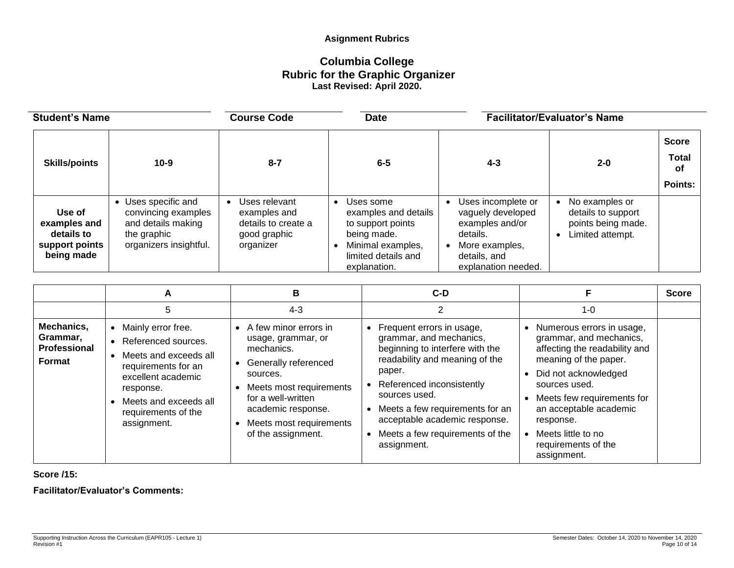**Asignment Rubrics**

## Columbia College
## Rubric for the Graphic Organizer
**Last Revised: April 2020.**

| Student's Name | Course Code | Date | Facilitator/Evaluator's Name |
|---|---|---|---|
| | | | |

| Skills/points | 10-9 | 8-7 | 6-5 | 4-3 | 2-0 | Score Total of Points: |
|---|---|---|---|---|---|---|
| **Use of examples and details to support points being made** | • Uses specific and convincing examples and details making the graphic organizers insightful. | • Uses relevant examples and details to create a good graphic organizer | • Uses some examples and details to support points being made. • Minimal examples, limited details and explanation. | • Uses incomplete or vaguely developed examples and/or details. • More examples, details, and explanation needed. | • No examples or details to support points being made. • Limited attempt. | |

| | A | B | C-D | F | Score |
|---|---|---|---|---|---|
| | 5 | 4-3 | 2 | 1-0 | |
| **Mechanics, Grammar, Professional Format** | • Mainly error free. • Referenced sources. • Meets and exceeds all requirements for an excellent academic response. • Meets and exceeds all requirements of the assignment. | • A few minor errors in usage, grammar, or mechanics. • Generally referenced sources. • Meets most requirements for a well-written academic response. • Meets most requirements of the assignment. | • Frequent errors in usage, grammar, and mechanics, beginning to interfere with the readability and meaning of the paper. • Referenced inconsistently sources used. • Meets a few requirements for an acceptable academic response. • Meets a few requirements of the assignment. | • Numerous errors in usage, grammar, and mechanics, affecting the readability and meaning of the paper. • Did not acknowledged sources used. • Meets few requirements for an acceptable academic response. • Meets little to no requirements of the assignment. | |

**Score /15:**

**Facilitator/Evaluator's Comments:**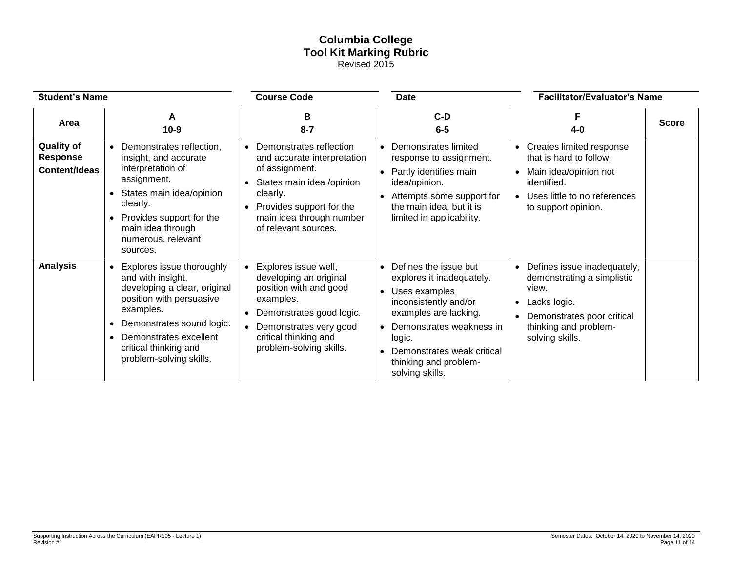# Columbia College
## Tool Kit Marking Rubric
Revised 2015

| Student's Name | Course Code | Date | Facilitator/Evaluator's Name |
|---|---|---|---|
| | | | |

| Area | A<br>10-9 | B<br>8-7 | C-D<br>6-5 | F<br>4-0 | Score |
|---|---|---|---|---|---|
| **Quality of Response Content/Ideas** | • Demonstrates reflection, insight, and accurate interpretation of assignment.<br>• States main idea/opinion clearly.<br>• Provides support for the main idea through numerous, relevant sources. | • Demonstrates reflection and accurate interpretation of assignment.<br>• States main idea /opinion clearly.<br>• Provides support for the main idea through number of relevant sources. | • Demonstrates limited response to assignment.<br>• Partly identifies main idea/opinion.<br>• Attempts some support for the main idea, but it is limited in applicability. | • Creates limited response that is hard to follow.<br>• Main idea/opinion not identified.<br>• Uses little to no references to support opinion. | |
| **Analysis** | • Explores issue thoroughly and with insight, developing a clear, original position with persuasive examples.<br>• Demonstrates sound logic.<br>• Demonstrates excellent critical thinking and problem-solving skills. | • Explores issue well, developing an original position with and good examples.<br>• Demonstrates good logic.<br>• Demonstrates very good critical thinking and problem-solving skills. | • Defines the issue but explores it inadequately.<br>• Uses examples inconsistently and/or examples are lacking.<br>• Demonstrates weakness in logic.<br>• Demonstrates weak critical thinking and problem-solving skills. | • Defines issue inadequately, demonstrating a simplistic view.<br>• Lacks logic.<br>• Demonstrates poor critical thinking and problem-solving skills. | |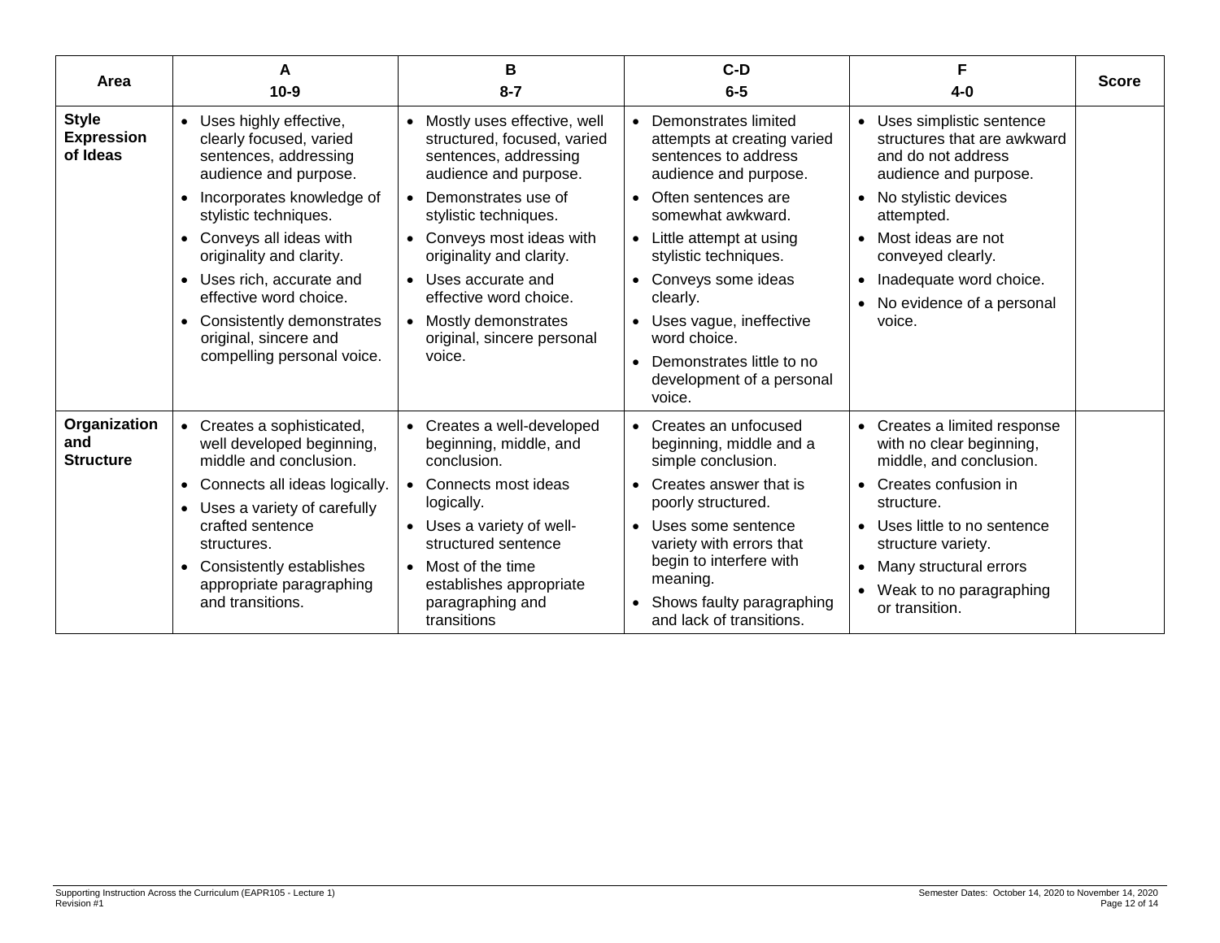| Area | A<br>10-9 | B<br>8-7 | C-D<br>6-5 | F<br>4-0 | Score |
|---|---|---|---|---|---|
| **Style Expression of Ideas** | • Uses highly effective, clearly focused, varied sentences, addressing audience and purpose.<br>• Incorporates knowledge of stylistic techniques.<br>• Conveys all ideas with originality and clarity.<br>• Uses rich, accurate and effective word choice.<br>• Consistently demonstrates original, sincere and compelling personal voice. | • Mostly uses effective, well structured, focused, varied sentences, addressing audience and purpose.<br>• Demonstrates use of stylistic techniques.<br>• Conveys most ideas with originality and clarity.<br>• Uses accurate and effective word choice.<br>• Mostly demonstrates original, sincere personal voice. | • Demonstrates limited attempts at creating varied sentences to address audience and purpose.<br>• Often sentences are somewhat awkward.<br>• Little attempt at using stylistic techniques.<br>• Conveys some ideas clearly.<br>• Uses vague, ineffective word choice.<br>• Demonstrates little to no development of a personal voice. | • Uses simplistic sentence structures that are awkward and do not address audience and purpose.<br>• No stylistic devices attempted.<br>• Most ideas are not conveyed clearly.<br>• Inadequate word choice.<br>• No evidence of a personal voice. | |
| **Organization and Structure** | • Creates a sophisticated, well developed beginning, middle and conclusion.<br>• Connects all ideas logically.<br>• Uses a variety of carefully crafted sentence structures.<br>• Consistently establishes appropriate paragraphing and transitions. | • Creates a well-developed beginning, middle, and conclusion.<br>• Connects most ideas logically.<br>• Uses a variety of well-structured sentence<br>• Most of the time establishes appropriate paragraphing and transitions | • Creates an unfocused beginning, middle and a simple conclusion.<br>• Creates answer that is poorly structured.<br>• Uses some sentence variety with errors that begin to interfere with meaning.<br>• Shows faulty paragraphing and lack of transitions. | • Creates a limited response with no clear beginning, middle, and conclusion.<br>• Creates confusion in structure.<br>• Uses little to no sentence structure variety.<br>• Many structural errors<br>• Weak to no paragraphing or transition. | |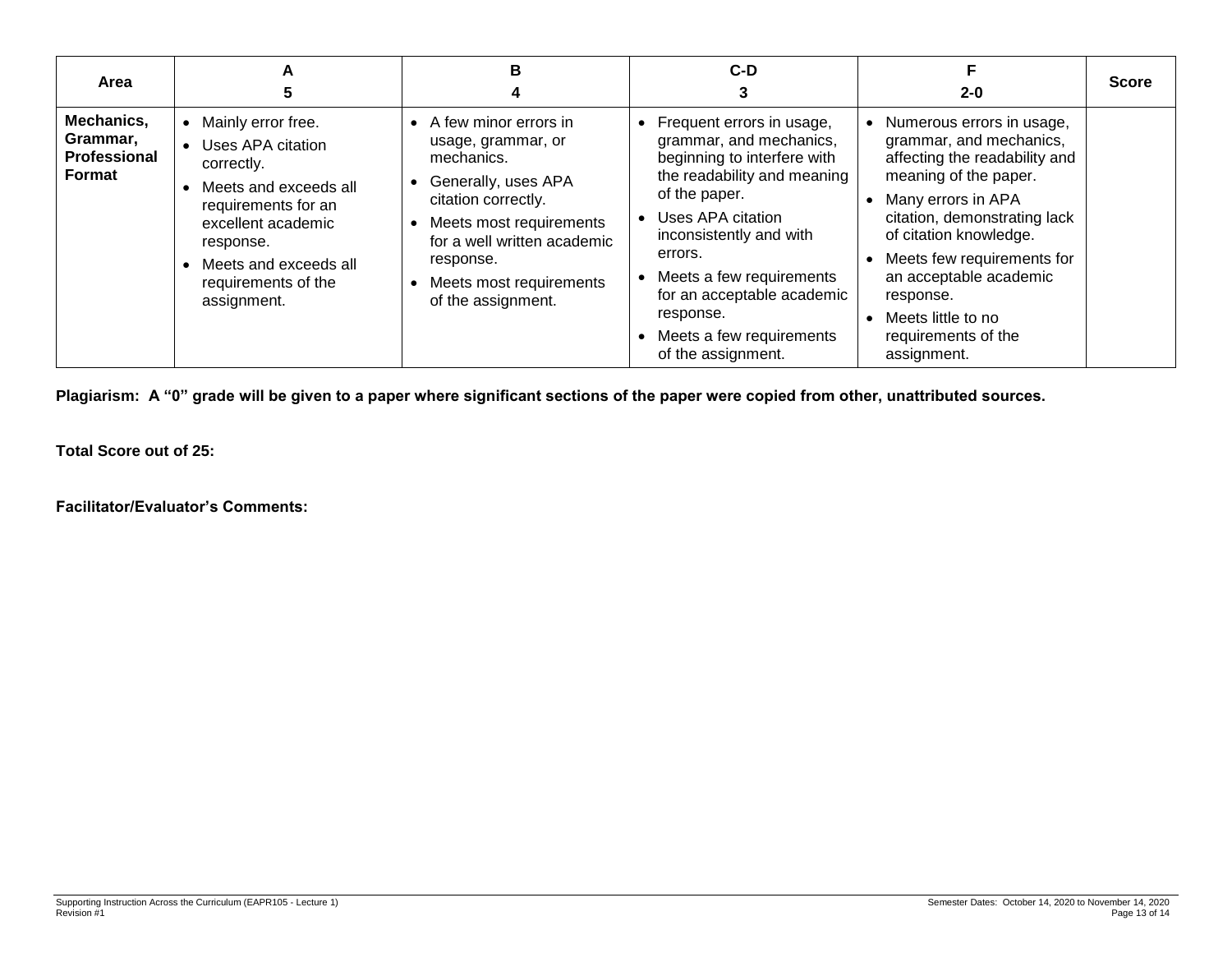| Area | A<br>5 | B<br>4 | C-D<br>3 | F<br>2-0 | Score |
| --- | --- | --- | --- | --- | --- |
| **Mechanics, Grammar, Professional Format** | • Mainly error free.<br>• Uses APA citation correctly.<br>• Meets and exceeds all requirements for an excellent academic response.<br>• Meets and exceeds all requirements of the assignment. | • A few minor errors in usage, grammar, or mechanics.<br>• Generally, uses APA citation correctly.<br>• Meets most requirements for a well written academic response.<br>• Meets most requirements of the assignment. | • Frequent errors in usage, grammar, and mechanics, beginning to interfere with the readability and meaning of the paper.<br>• Uses APA citation inconsistently and with errors.<br>• Meets a few requirements for an acceptable academic response.<br>• Meets a few requirements of the assignment. | • Numerous errors in usage, grammar, and mechanics, affecting the readability and meaning of the paper.<br>• Many errors in APA citation, demonstrating lack of citation knowledge.<br>• Meets few requirements for an acceptable academic response.<br>• Meets little to no requirements of the assignment. | |

**Plagiarism: A "0" grade will be given to a paper where significant sections of the paper were copied from other, unattributed sources.**

**Total Score out of 25:**

**Facilitator/Evaluator's Comments:**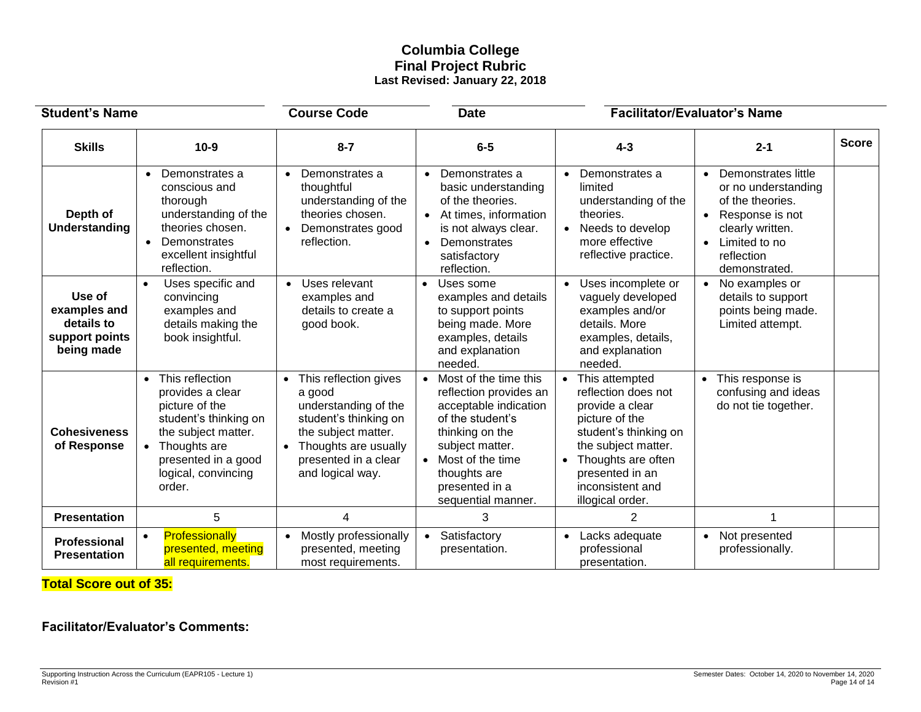# Columbia College
## Final Project Rubric
### Last Revised: January 22, 2018

**Student's Name** ____________ **Course Code** ____________ **Date** ____________ **Facilitator/Evaluator's Name** ____________

| Skills | 10-9 | 8-7 | 6-5 | 4-3 | 2-1 | Score |
|---|---|---|---|---|---|---|
| **Depth of Understanding** | • Demonstrates a conscious and thorough understanding of the theories chosen.<br>• Demonstrates excellent insightful reflection. | • Demonstrates a thoughtful understanding of the theories chosen.<br>• Demonstrates good reflection. | • Demonstrates a basic understanding of the theories.<br>• At times, information is not always clear.<br>• Demonstrates satisfactory reflection. | • Demonstrates a limited understanding of the theories.<br>• Needs to develop more effective reflective practice. | • Demonstrates little or no understanding of the theories.<br>• Response is not clearly written.<br>• Limited to no reflection demonstrated. | |
| **Use of examples and details to support points being made** | • Uses specific and convincing examples and details making the book insightful. | • Uses relevant examples and details to create a good book. | • Uses some examples and details to support points being made. More examples, details and explanation needed. | • Uses incomplete or vaguely developed examples and/or details. More examples, details, and explanation needed. | • No examples or details to support points being made. Limited attempt. | |
| **Cohesiveness of Response** | • This reflection provides a clear picture of the student's thinking on the subject matter.<br>• Thoughts are presented in a good logical, convincing order. | • This reflection gives a good understanding of the student's thinking on the subject matter.<br>• Thoughts are usually presented in a clear and logical way. | • Most of the time this reflection provides an acceptable indication of the student's thinking on the subject matter.<br>• Most of the time thoughts are presented in a sequential manner. | • This attempted reflection does not provide a clear picture of the student's thinking on the subject matter.<br>• Thoughts are often presented in an inconsistent and illogical order. | • This response is confusing and ideas do not tie together. | |
| **Presentation** | 5 | 4 | 3 | 2 | 1 | |
| **Professional Presentation** | • Professionally presented, meeting all requirements. | • Mostly professionally presented, meeting most requirements. | • Satisfactory presentation. | • Lacks adequate professional presentation. | • Not presented professionally. | |

**Total Score out of 35:**

**Facilitator/Evaluator's Comments:**